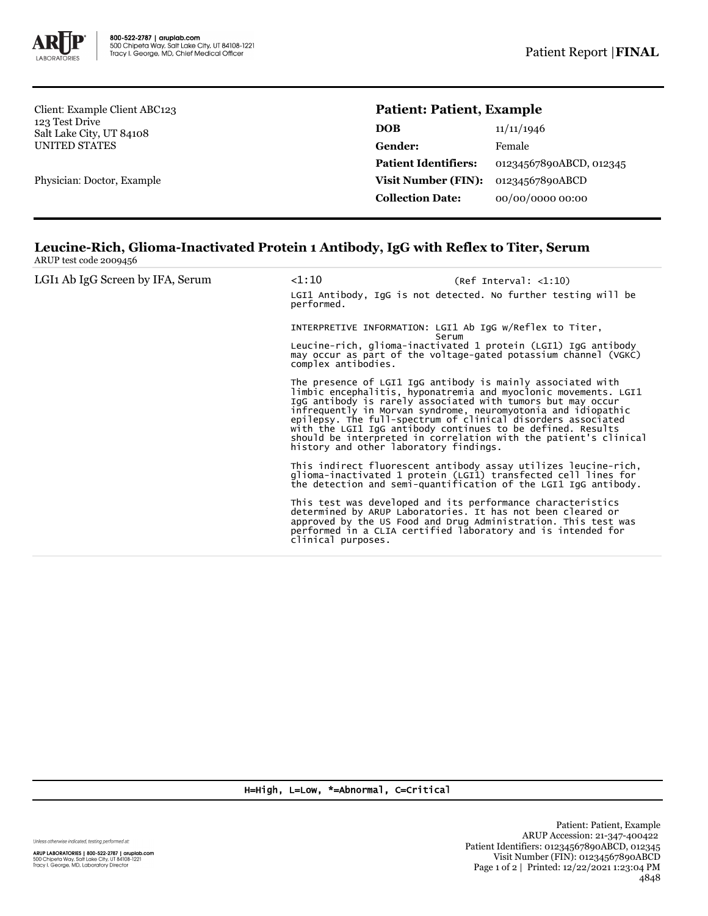ARUP LABORATORIES | 800-522-2787 | aruplab.com
500 Chipeta Way, Salt Lake City, UT 84108-1221
Tracy I. George, MD, Chief Medical Officer

Patient Report | **FINAL**

Client: Example Client ABC123
123 Test Drive
Salt Lake City, UT 84108
UNITED STATES

Physician: Doctor, Example

**Patient: Patient, Example**

| | |
|---|---|
| **DOB** | 11/11/1946 |
| **Gender:** | Female |
| **Patient Identifiers:** | 01234567890ABCD, 012345 |
| **Visit Number (FIN):** | 01234567890ABCD |
| **Collection Date:** | 00/00/0000 00:00 |

## Leucine-Rich, Glioma-Inactivated Protein 1 Antibody, IgG with Reflex to Titer, Serum

ARUP test code 2009456

| | | |
|---|---|---|
| LGI1 Ab IgG Screen by IFA, Serum | <1:10 | (Ref Interval: <1:10) |

LGI1 Antibody, IgG is not detected. No further testing will be performed.

INTERPRETIVE INFORMATION: LGI1 Ab IgG w/Reflex to Titer, Serum

Leucine-rich, glioma-inactivated 1 protein (LGI1) IgG antibody may occur as part of the voltage-gated potassium channel (VGKC) complex antibodies.

The presence of LGI1 IgG antibody is mainly associated with limbic encephalitis, hyponatremia and myoclonic movements. LGI1 IgG antibody is rarely associated with tumors but may occur infrequently in Morvan syndrome, neuromyotonia and idiopathic epilepsy. The full-spectrum of clinical disorders associated with the LGI1 IgG antibody continues to be defined. Results should be interpreted in correlation with the patient's clinical history and other laboratory findings.

This indirect fluorescent antibody assay utilizes leucine-rich, glioma-inactivated 1 protein (LGI1) transfected cell lines for the detection and semi-quantification of the LGI1 IgG antibody.

This test was developed and its performance characteristics determined by ARUP Laboratories. It has not been cleared or approved by the US Food and Drug Administration. This test was performed in a CLIA certified laboratory and is intended for clinical purposes.

H=High, L=Low, *=Abnormal, C=Critical

Unless otherwise indicated, testing performed at:

ARUP LABORATORIES | 800-522-2787 | aruplab.com
500 Chipeta Way, Salt Lake City, UT 84108-1221
Tracy I. George, MD, Laboratory Director

Patient: Patient, Example
ARUP Accession: 21-347-400422
Patient Identifiers: 01234567890ABCD, 012345
Visit Number (FIN): 01234567890ABCD
Printed: 12/22/2021 1:23:04 PM
4848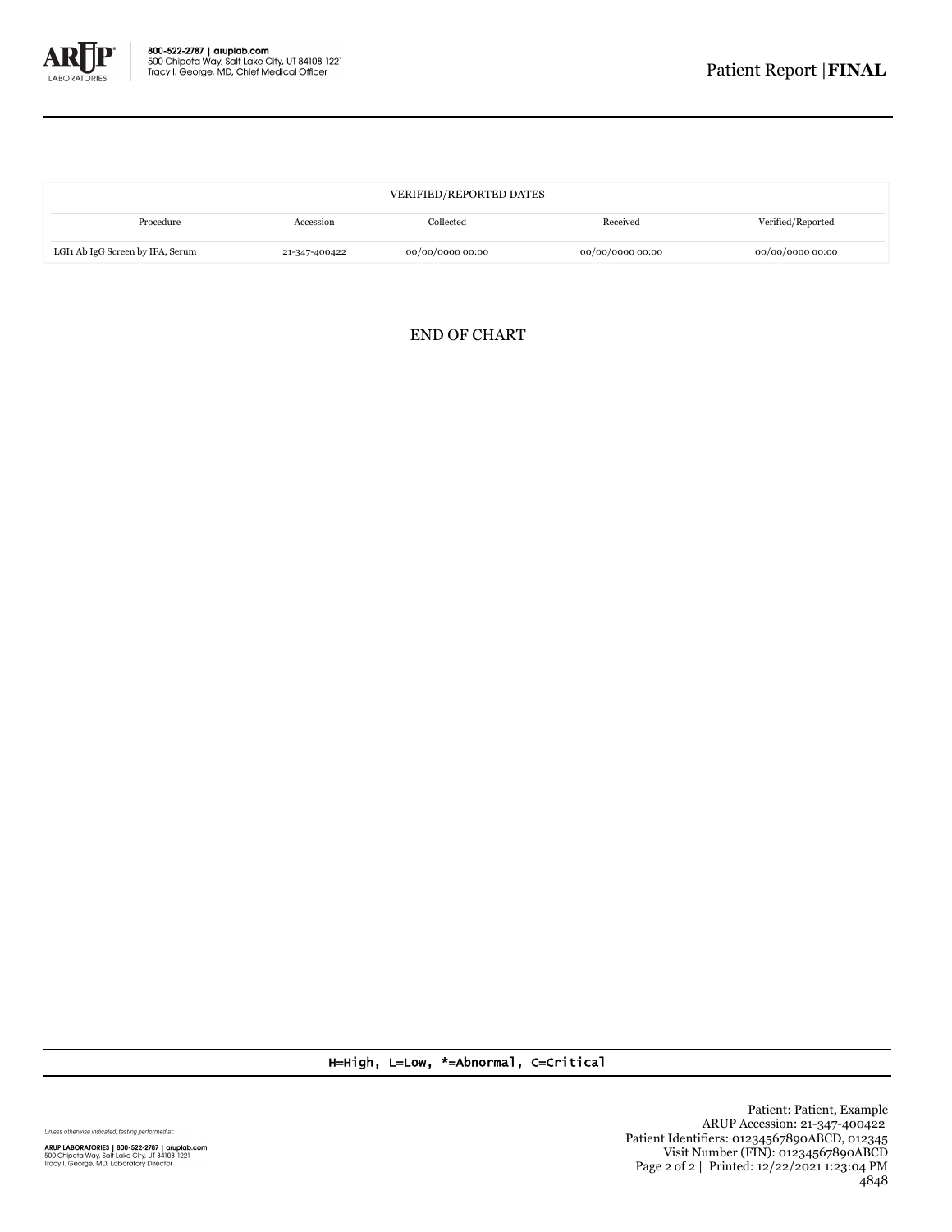| VERIFIED/REPORTED DATES | | | | |
|---|---|---|---|---|
| Procedure | Accession | Collected | Received | Verified/Reported |
| LGI1 Ab IgG Screen by IFA, Serum | 21-347-400422 | 00/00/0000 00:00 | 00/00/0000 00:00 | 00/00/0000 00:00 |

END OF CHART

H=High, L=Low, *=Abnormal, C=Critical